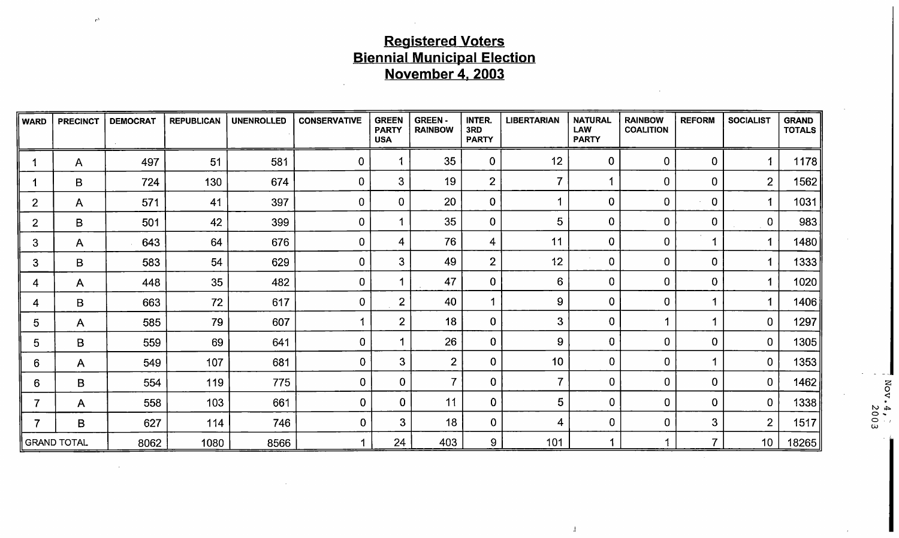# Registered Voters
## Biennial Municipal Election
## November 4, 2003

| WARD | PRECINCT | DEMOCRAT | REPUBLICAN | UNENROLLED | CONSERVATIVE | GREEN PARTY USA | GREEN - RAINBOW | INTER. 3RD PARTY | LIBERTARIAN | NATURAL LAW PARTY | RAINBOW COALITION | REFORM | SOCIALIST | GRAND TOTALS |
|---|---|---|---|---|---|---|---|---|---|---|---|---|---|---|
| 1 | A | 497 | 51 | 581 | 0 | 1 | 35 | 0 | 12 | 0 | 0 | 0 | 1 | 1178 |
| 1 | B | 724 | 130 | 674 | 0 | 3 | 19 | 2 | 7 | 1 | 0 | 0 | 2 | 1562 |
| 2 | A | 571 | 41 | 397 | 0 | 0 | 20 | 0 | 1 | 0 | 0 | 0 | 1 | 1031 |
| 2 | B | 501 | 42 | 399 | 0 | 1 | 35 | 0 | 5 | 0 | 0 | 0 | 0 | 983 |
| 3 | A | 643 | 64 | 676 | 0 | 4 | 76 | 4 | 11 | 0 | 0 | 1 | 1 | 1480 |
| 3 | B | 583 | 54 | 629 | 0 | 3 | 49 | 2 | 12 | 0 | 0 | 0 | 1 | 1333 |
| 4 | A | 448 | 35 | 482 | 0 | 1 | 47 | 0 | 6 | 0 | 0 | 0 | 1 | 1020 |
| 4 | B | 663 | 72 | 617 | 0 | 2 | 40 | 1 | 9 | 0 | 0 | 1 | 1 | 1406 |
| 5 | A | 585 | 79 | 607 | 1 | 2 | 18 | 0 | 3 | 0 | 1 | 1 | 0 | 1297 |
| 5 | B | 559 | 69 | 641 | 0 | 1 | 26 | 0 | 9 | 0 | 0 | 0 | 0 | 1305 |
| 6 | A | 549 | 107 | 681 | 0 | 3 | 2 | 0 | 10 | 0 | 0 | 1 | 0 | 1353 |
| 6 | B | 554 | 119 | 775 | 0 | 0 | 7 | 0 | 7 | 0 | 0 | 0 | 0 | 1462 |
| 7 | A | 558 | 103 | 661 | 0 | 0 | 11 | 0 | 5 | 0 | 0 | 0 | 0 | 1338 |
| 7 | B | 627 | 114 | 746 | 0 | 3 | 18 | 0 | 4 | 0 | 0 | 3 | 2 | 1517 |
| GRAND TOTAL | | 8062 | 1080 | 8566 | 1 | 24 | 403 | 9 | 101 | 1 | 1 | 7 | 10 | 18265 |

NOV. 4, 2003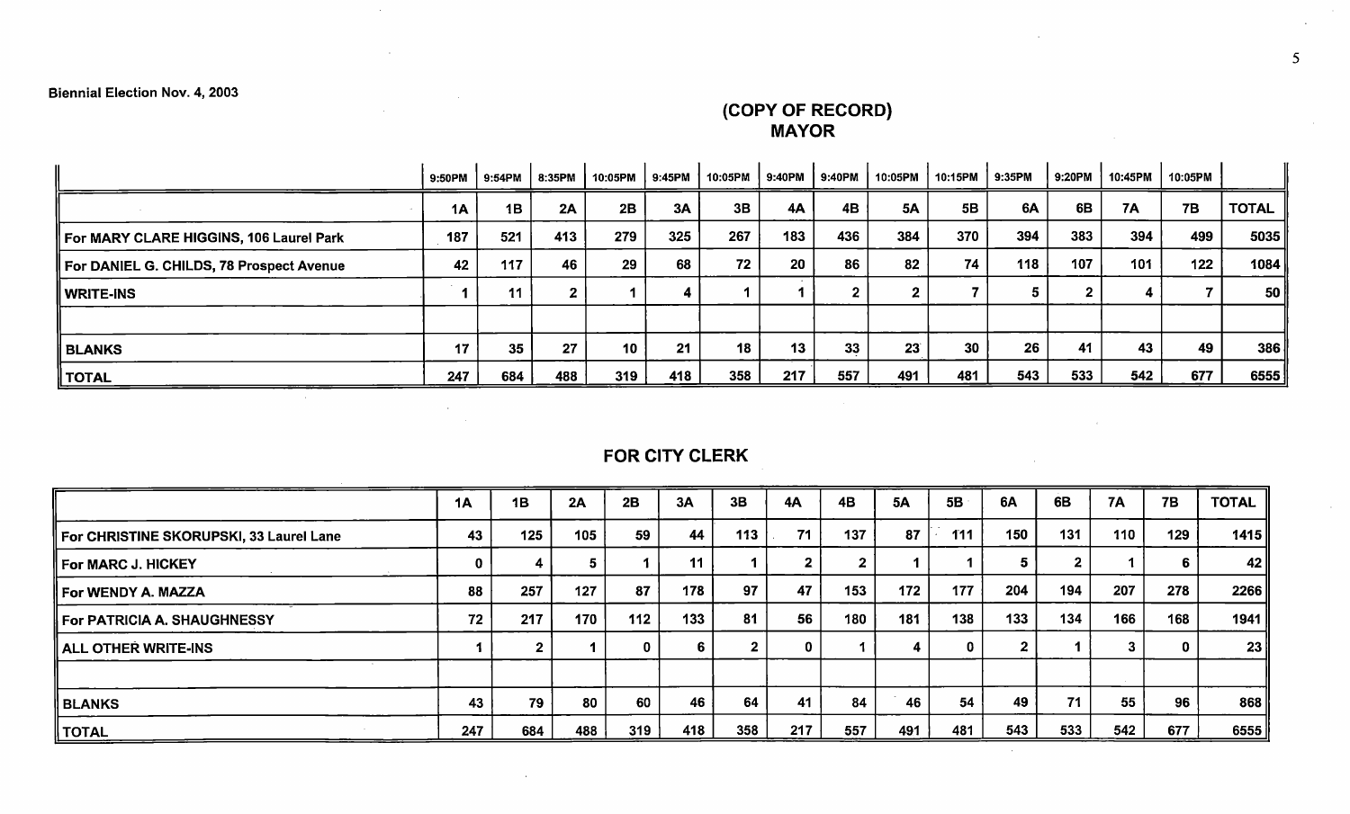Biennial Election Nov. 4, 2003

## (COPY OF RECORD)
## MAYOR

| | 9:50PM | 9:54PM | 8:35PM | 10:05PM | 9:45PM | 10:05PM | 9:40PM | 9:40PM | 10:05PM | 10:15PM | 9:35PM | 9:20PM | 10:45PM | 10:05PM | |
|---|---|---|---|---|---|---|---|---|---|---|---|---|---|---|---|
| | 1A | 1B | 2A | 2B | 3A | 3B | 4A | 4B | 5A | 5B | 6A | 6B | 7A | 7B | TOTAL |
| For MARY CLARE HIGGINS, 106 Laurel Park | 187 | 521 | 413 | 279 | 325 | 267 | 183 | 436 | 384 | 370 | 394 | 383 | 394 | 499 | 5035 |
| For DANIEL G. CHILDS, 78 Prospect Avenue | 42 | 117 | 46 | 29 | 68 | 72 | 20 | 86 | 82 | 74 | 118 | 107 | 101 | 122 | 1084 |
| WRITE-INS | 1 | 11 | 2 | 1 | 4 | 1 | 1 | 2 | 2 | 7 | 5 | 2 | 4 | 7 | 50 |
| | | | | | | | | | | | | | | | |
| BLANKS | 17 | 35 | 27 | 10 | 21 | 18 | 13 | 33 | 23 | 30 | 26 | 41 | 43 | 49 | 386 |
| TOTAL | 247 | 684 | 488 | 319 | 418 | 358 | 217 | 557 | 491 | 481 | 543 | 533 | 542 | 677 | 6555 |

## FOR CITY CLERK

| | 1A | 1B | 2A | 2B | 3A | 3B | 4A | 4B | 5A | 5B | 6A | 6B | 7A | 7B | TOTAL |
|---|---|---|---|---|---|---|---|---|---|---|---|---|---|---|---|
| For CHRISTINE SKORUPSKI, 33 Laurel Lane | 43 | 125 | 105 | 59 | 44 | 113 | 71 | 137 | 87 | 111 | 150 | 131 | 110 | 129 | 1415 |
| For MARC J. HICKEY | 0 | 4 | 5 | 1 | 11 | 1 | 2 | 2 | 1 | 1 | 5 | 2 | 1 | 6 | 42 |
| For WENDY A. MAZZA | 88 | 257 | 127 | 87 | 178 | 97 | 47 | 153 | 172 | 177 | 204 | 194 | 207 | 278 | 2266 |
| For PATRICIA A. SHAUGHNESSY | 72 | 217 | 170 | 112 | 133 | 81 | 56 | 180 | 181 | 138 | 133 | 134 | 166 | 168 | 1941 |
| ALL OTHER WRITE-INS | 1 | 2 | 1 | 0 | 6 | 2 | 0 | 1 | 4 | 0 | 2 | 1 | 3 | 0 | 23 |
| | | | | | | | | | | | | | | | |
| BLANKS | 43 | 79 | 80 | 60 | 46 | 64 | 41 | 84 | 46 | 54 | 49 | 71 | 55 | 96 | 868 |
| TOTAL | 247 | 684 | 488 | 319 | 418 | 358 | 217 | 557 | 491 | 481 | 543 | 533 | 542 | 677 | 6555 |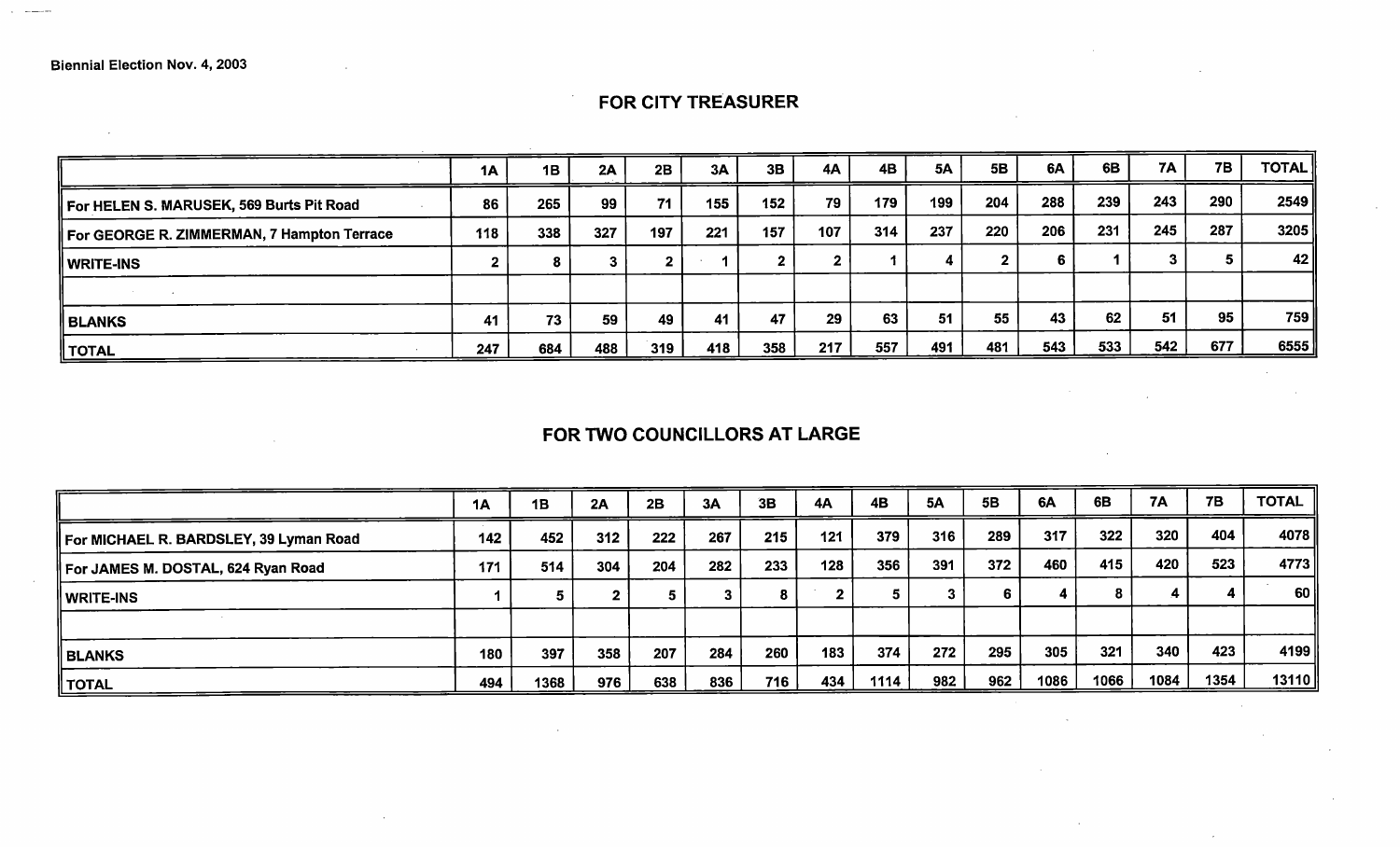Biennial Election Nov. 4, 2003

## FOR CITY TREASURER

| | 1A | 1B | 2A | 2B | 3A | 3B | 4A | 4B | 5A | 5B | 6A | 6B | 7A | 7B | TOTAL |
|---|---|---|---|---|---|---|---|---|---|---|---|---|---|---|---|
| For HELEN S. MARUSEK, 569 Burts Pit Road | 86 | 265 | 99 | 71 | 155 | 152 | 79 | 179 | 199 | 204 | 288 | 239 | 243 | 290 | 2549 |
| For GEORGE R. ZIMMERMAN, 7 Hampton Terrace | 118 | 338 | 327 | 197 | 221 | 157 | 107 | 314 | 237 | 220 | 206 | 231 | 245 | 287 | 3205 |
| WRITE-INS | 2 | 8 | 3 | 2 | 1 | 2 | 2 | 1 | 4 | 2 | 6 | 1 | 3 | 5 | 42 |
| | | | | | | | | | | | | | | | |
| BLANKS | 41 | 73 | 59 | 49 | 41 | 47 | 29 | 63 | 51 | 55 | 43 | 62 | 51 | 95 | 759 |
| TOTAL | 247 | 684 | 488 | 319 | 418 | 358 | 217 | 557 | 491 | 481 | 543 | 533 | 542 | 677 | 6555 |

## FOR TWO COUNCILLORS AT LARGE

| | 1A | 1B | 2A | 2B | 3A | 3B | 4A | 4B | 5A | 5B | 6A | 6B | 7A | 7B | TOTAL |
|---|---|---|---|---|---|---|---|---|---|---|---|---|---|---|---|
| For MICHAEL R. BARDSLEY, 39 Lyman Road | 142 | 452 | 312 | 222 | 267 | 215 | 121 | 379 | 316 | 289 | 317 | 322 | 320 | 404 | 4078 |
| For JAMES M. DOSTAL, 624 Ryan Road | 171 | 514 | 304 | 204 | 282 | 233 | 128 | 356 | 391 | 372 | 460 | 415 | 420 | 523 | 4773 |
| WRITE-INS | 1 | 5 | 2 | 5 | 3 | 8 | 2 | 5 | 3 | 6 | 4 | 8 | 4 | 4 | 60 |
| | | | | | | | | | | | | | | | |
| BLANKS | 180 | 397 | 358 | 207 | 284 | 260 | 183 | 374 | 272 | 295 | 305 | 321 | 340 | 423 | 4199 |
| TOTAL | 494 | 1368 | 976 | 638 | 836 | 716 | 434 | 1114 | 982 | 962 | 1086 | 1066 | 1084 | 1354 | 13110 |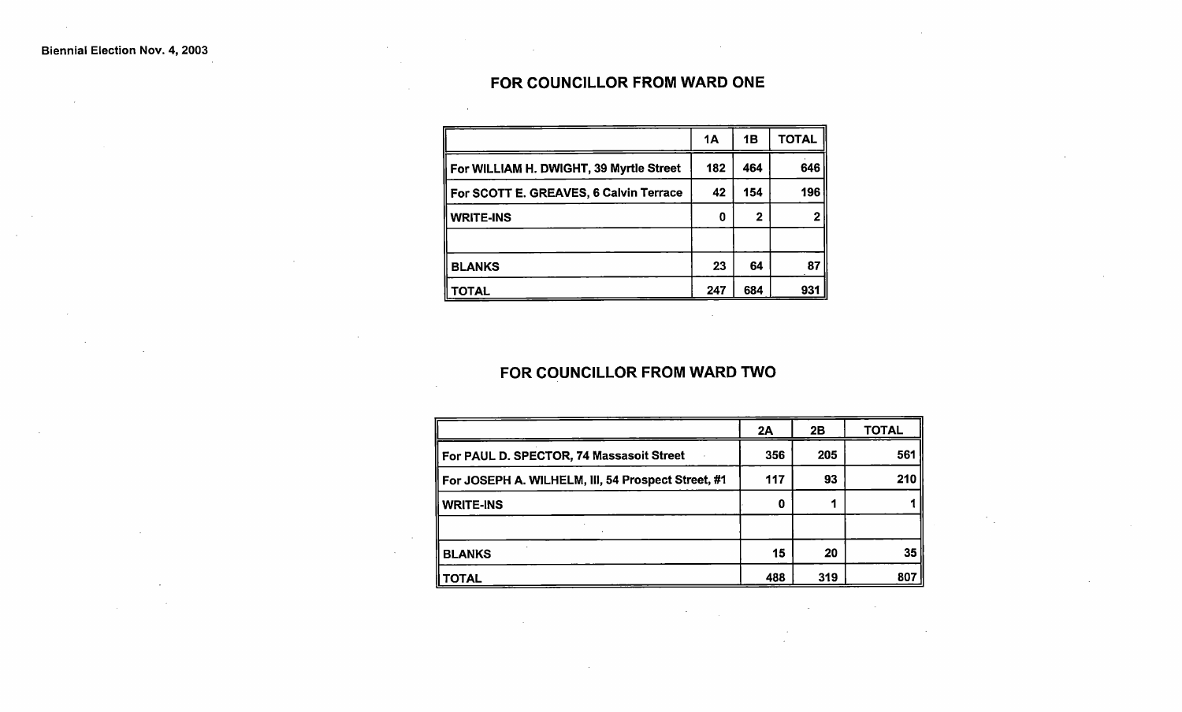Biennial Election Nov. 4, 2003

## FOR COUNCILLOR FROM WARD ONE

| | 1A | 1B | TOTAL |
|---|---|---|---|
| For WILLIAM H. DWIGHT, 39 Myrtle Street | 182 | 464 | 646 |
| For SCOTT E. GREAVES, 6 Calvin Terrace | 42 | 154 | 196 |
| WRITE-INS | 0 | 2 | 2 |
| | | | |
| BLANKS | 23 | 64 | 87 |
| TOTAL | 247 | 684 | 931 |

## FOR COUNCILLOR FROM WARD TWO

| | 2A | 2B | TOTAL |
|---|---|---|---|
| For PAUL D. SPECTOR, 74 Massasoit Street | 356 | 205 | 561 |
| For JOSEPH A. WILHELM, III, 54 Prospect Street, #1 | 117 | 93 | 210 |
| WRITE-INS | 0 | 1 | 1 |
| | | | |
| BLANKS | 15 | 20 | 35 |
| TOTAL | 488 | 319 | 807 |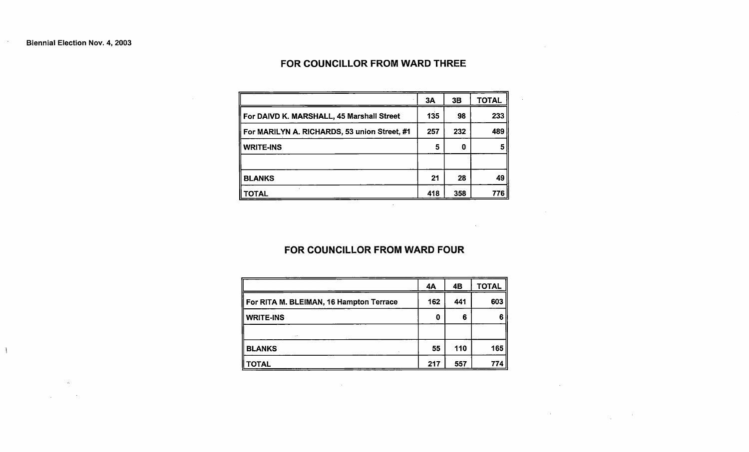Biennial Election Nov. 4, 2003

## FOR COUNCILLOR FROM WARD THREE

| | 3A | 3B | TOTAL |
|---|---|---|---|
| For DAIVD K. MARSHALL, 45 Marshall Street | 135 | 98 | 233 |
| For MARILYN A. RICHARDS, 53 union Street, #1 | 257 | 232 | 489 |
| WRITE-INS | 5 | 0 | 5 |
| | | | |
| BLANKS | 21 | 28 | 49 |
| TOTAL | 418 | 358 | 776 |

## FOR COUNCILLOR FROM WARD FOUR

| | 4A | 4B | TOTAL |
|---|---|---|---|
| For RITA M. BLEIMAN, 16 Hampton Terrace | 162 | 441 | 603 |
| WRITE-INS | 0 | 6 | 6 |
| | | | |
| BLANKS | 55 | 110 | 165 |
| TOTAL | 217 | 557 | 774 |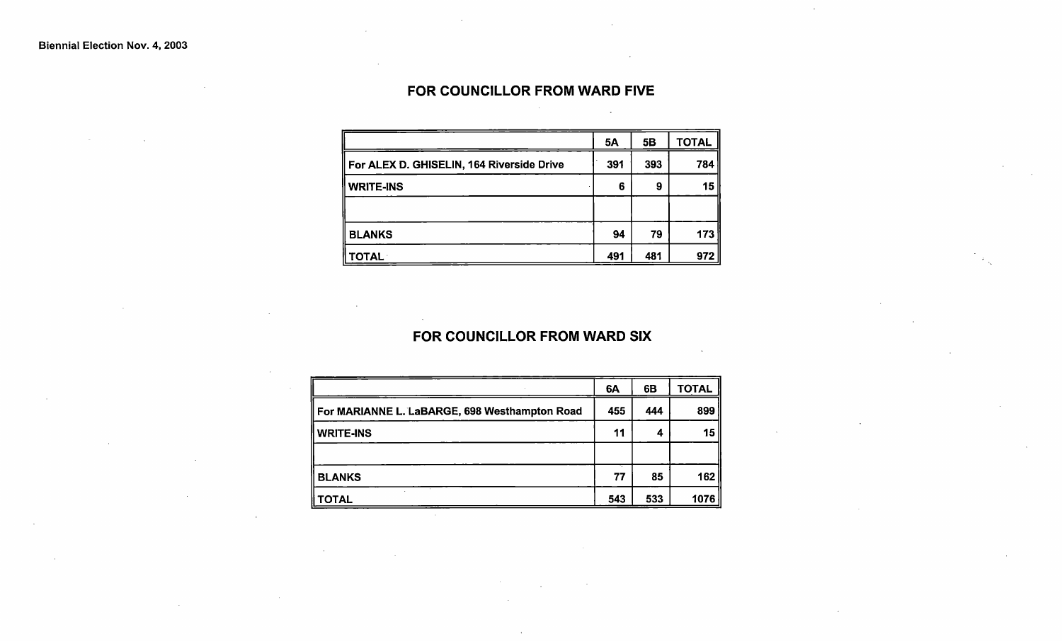Biennial Election Nov. 4, 2003

## FOR COUNCILLOR FROM WARD FIVE

| | 5A | 5B | TOTAL |
|---|---|---|---|
| For ALEX D. GHISELIN, 164 Riverside Drive | 391 | 393 | 784 |
| WRITE-INS | 6 | 9 | 15 |
| | | | |
| BLANKS | 94 | 79 | 173 |
| TOTAL | 491 | 481 | 972 |

## FOR COUNCILLOR FROM WARD SIX

| | 6A | 6B | TOTAL |
|---|---|---|---|
| For MARIANNE L. LaBARGE, 698 Westhampton Road | 455 | 444 | 899 |
| WRITE-INS | 11 | 4 | 15 |
| | | | |
| BLANKS | 77 | 85 | 162 |
| TOTAL | 543 | 533 | 1076 |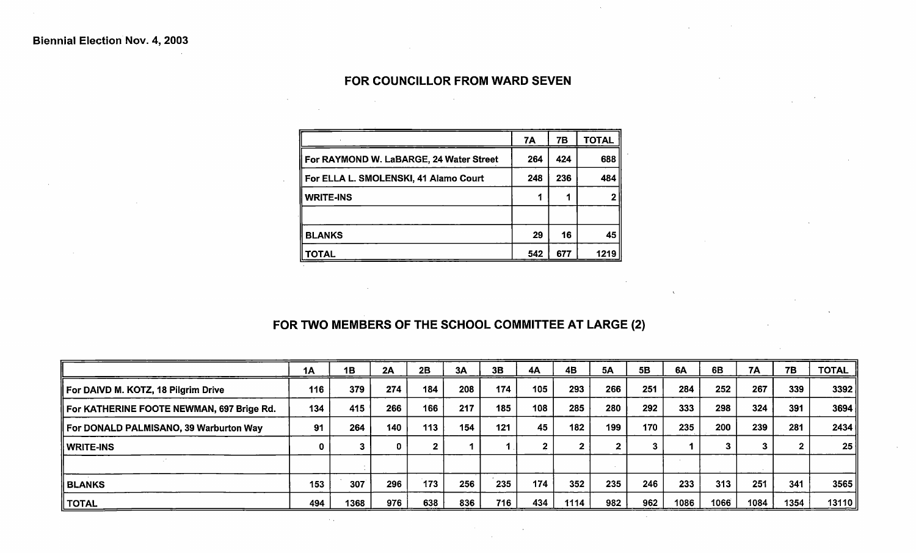Biennial Election Nov. 4, 2003

## FOR COUNCILLOR FROM WARD SEVEN

| | 7A | 7B | TOTAL |
|---|---|---|---|
| For RAYMOND W. LaBARGE, 24 Water Street | 264 | 424 | 688 |
| For ELLA L. SMOLENSKI, 41 Alamo Court | 248 | 236 | 484 |
| WRITE-INS | 1 | 1 | 2 |
| | | | |
| BLANKS | 29 | 16 | 45 |
| TOTAL | 542 | 677 | 1219 |

## FOR TWO MEMBERS OF THE SCHOOL COMMITTEE AT LARGE (2)

| | 1A | 1B | 2A | 2B | 3A | 3B | 4A | 4B | 5A | 5B | 6A | 6B | 7A | 7B | TOTAL |
|---|---|---|---|---|---|---|---|---|---|---|---|---|---|---|---|
| For DAIVD M. KOTZ, 18 Pilgrim Drive | 116 | 379 | 274 | 184 | 208 | 174 | 105 | 293 | 266 | 251 | 284 | 252 | 267 | 339 | 3392 |
| For KATHERINE FOOTE NEWMAN, 697 Brige Rd. | 134 | 415 | 266 | 166 | 217 | 185 | 108 | 285 | 280 | 292 | 333 | 298 | 324 | 391 | 3694 |
| For DONALD PALMISANO, 39 Warburton Way | 91 | 264 | 140 | 113 | 154 | 121 | 45 | 182 | 199 | 170 | 235 | 200 | 239 | 281 | 2434 |
| WRITE-INS | 0 | 3 | 0 | 2 | 1 | 1 | 2 | 2 | 2 | 3 | 1 | 3 | 3 | 2 | 25 |
| | | | | | | | | | | | | | | | |
| BLANKS | 153 | 307 | 296 | 173 | 256 | 235 | 174 | 352 | 235 | 246 | 233 | 313 | 251 | 341 | 3565 |
| TOTAL | 494 | 1368 | 976 | 638 | 836 | 716 | 434 | 1114 | 982 | 962 | 1086 | 1066 | 1084 | 1354 | 13110 |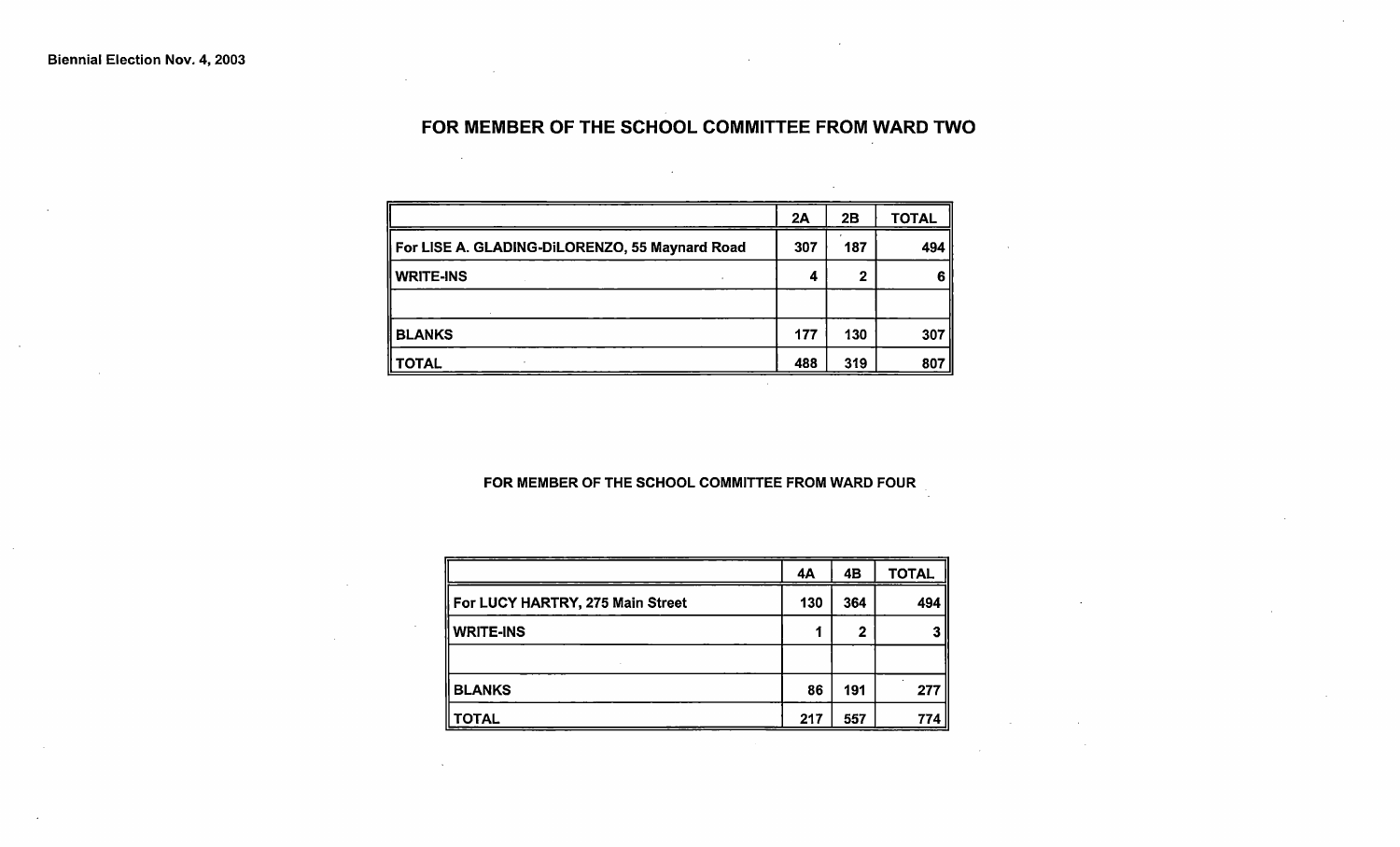Biennial Election Nov. 4, 2003

## FOR MEMBER OF THE SCHOOL COMMITTEE FROM WARD TWO

| | 2A | 2B | TOTAL |
|---|---|---|---|
| For LISE A. GLADING-DiLORENZO, 55 Maynard Road | 307 | 187 | 494 |
| WRITE-INS | 4 | 2 | 6 |
| | | | |
| BLANKS | 177 | 130 | 307 |
| TOTAL | 488 | 319 | 807 |

### FOR MEMBER OF THE SCHOOL COMMITTEE FROM WARD FOUR

| | 4A | 4B | TOTAL |
|---|---|---|---|
| For LUCY HARTRY, 275 Main Street | 130 | 364 | 494 |
| WRITE-INS | 1 | 2 | 3 |
| | | | |
| BLANKS | 86 | 191 | 277 |
| TOTAL | 217 | 557 | 774 |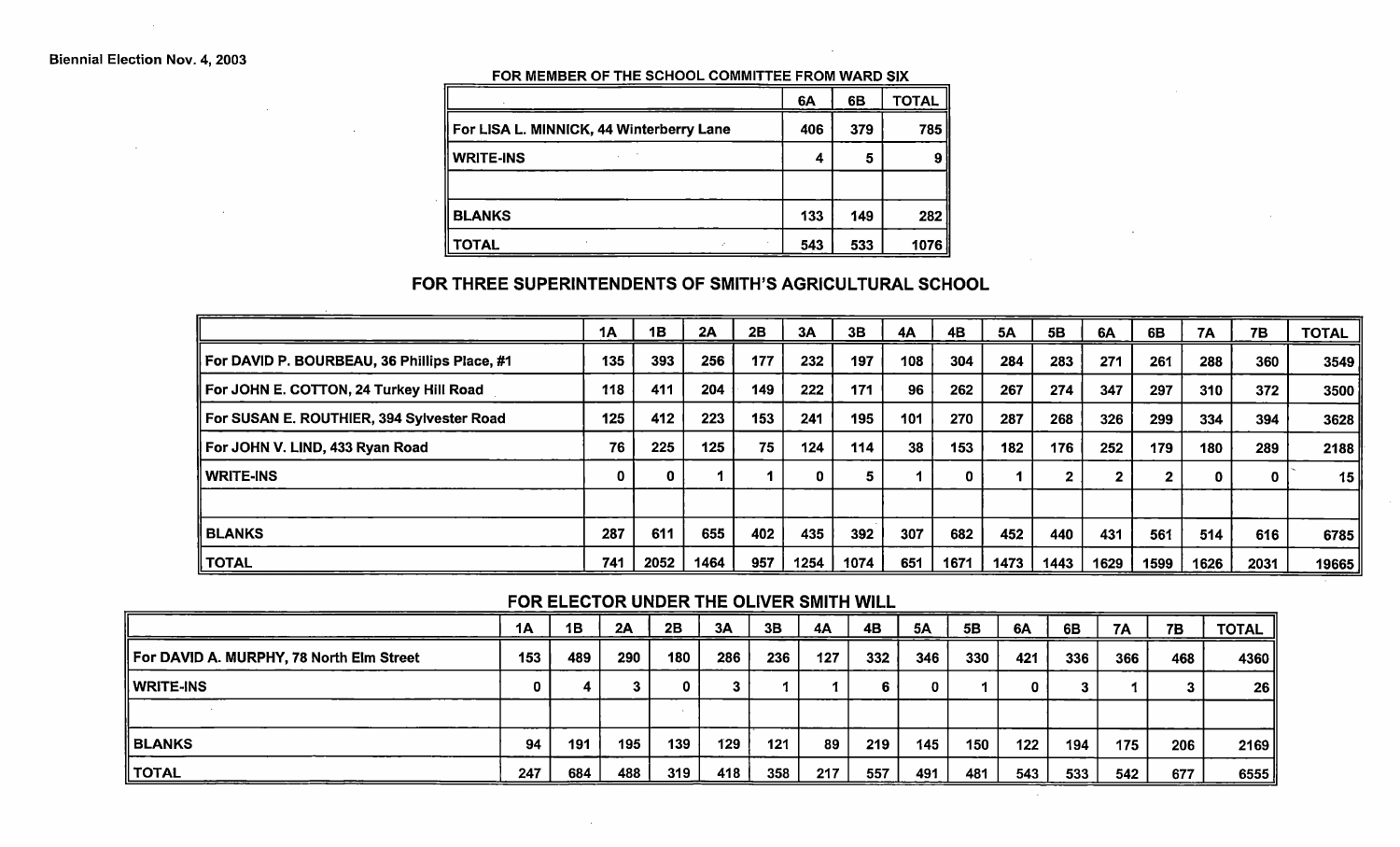Biennial Election Nov. 4, 2003

### FOR MEMBER OF THE SCHOOL COMMITTEE FROM WARD SIX

| | 6A | 6B | TOTAL |
|---|---|---|---|
| For LISA L. MINNICK, 44 Winterberry Lane | 406 | 379 | 785 |
| WRITE-INS | 4 | 5 | 9 |
| | | | |
| BLANKS | 133 | 149 | 282 |
| TOTAL | 543 | 533 | 1076 |

## FOR THREE SUPERINTENDENTS OF SMITH'S AGRICULTURAL SCHOOL

| | 1A | 1B | 2A | 2B | 3A | 3B | 4A | 4B | 5A | 5B | 6A | 6B | 7A | 7B | TOTAL |
|---|---|---|---|---|---|---|---|---|---|---|---|---|---|---|---|
| For DAVID P. BOURBEAU, 36 Phillips Place, #1 | 135 | 393 | 256 | 177 | 232 | 197 | 108 | 304 | 284 | 283 | 271 | 261 | 288 | 360 | 3549 |
| For JOHN E. COTTON, 24 Turkey Hill Road | 118 | 411 | 204 | 149 | 222 | 171 | 96 | 262 | 267 | 274 | 347 | 297 | 310 | 372 | 3500 |
| For SUSAN E. ROUTHIER, 394 Sylvester Road | 125 | 412 | 223 | 153 | 241 | 195 | 101 | 270 | 287 | 268 | 326 | 299 | 334 | 394 | 3628 |
| For JOHN V. LIND, 433 Ryan Road | 76 | 225 | 125 | 75 | 124 | 114 | 38 | 153 | 182 | 176 | 252 | 179 | 180 | 289 | 2188 |
| WRITE-INS | 0 | 0 | 1 | 1 | 0 | 5 | 1 | 0 | 1 | 2 | 2 | 2 | 0 | 0 | 15 |
| | | | | | | | | | | | | | | | |
| BLANKS | 287 | 611 | 655 | 402 | 435 | 392 | 307 | 682 | 452 | 440 | 431 | 561 | 514 | 616 | 6785 |
| TOTAL | 741 | 2052 | 1464 | 957 | 1254 | 1074 | 651 | 1671 | 1473 | 1443 | 1629 | 1599 | 1626 | 2031 | 19665 |

## FOR ELECTOR UNDER THE OLIVER SMITH WILL

| | 1A | 1B | 2A | 2B | 3A | 3B | 4A | 4B | 5A | 5B | 6A | 6B | 7A | 7B | TOTAL |
|---|---|---|---|---|---|---|---|---|---|---|---|---|---|---|---|
| For DAVID A. MURPHY, 78 North Elm Street | 153 | 489 | 290 | 180 | 286 | 236 | 127 | 332 | 346 | 330 | 421 | 336 | 366 | 468 | 4360 |
| WRITE-INS | 0 | 4 | 3 | 0 | 3 | 1 | 1 | 6 | 0 | 1 | 0 | 3 | 1 | 3 | 26 |
| | | | | | | | | | | | | | | | |
| BLANKS | 94 | 191 | 195 | 139 | 129 | 121 | 89 | 219 | 145 | 150 | 122 | 194 | 175 | 206 | 2169 |
| TOTAL | 247 | 684 | 488 | 319 | 418 | 358 | 217 | 557 | 491 | 481 | 543 | 533 | 542 | 677 | 6555 |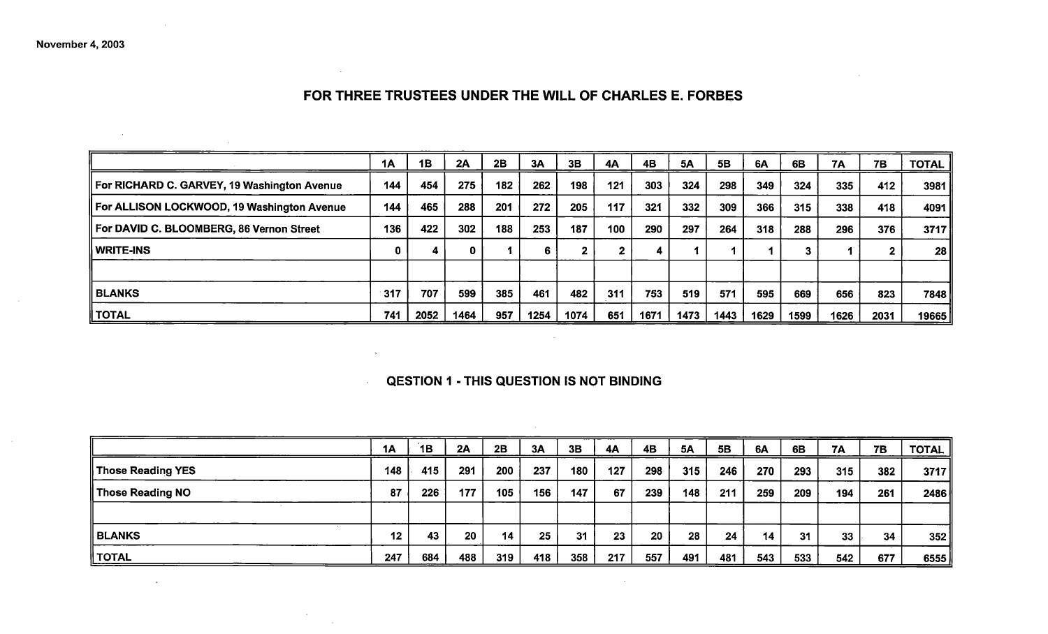November 4, 2003

## FOR THREE TRUSTEES UNDER THE WILL OF CHARLES E. FORBES

| | 1A | 1B | 2A | 2B | 3A | 3B | 4A | 4B | 5A | 5B | 6A | 6B | 7A | 7B | TOTAL |
|---|---|---|---|---|---|---|---|---|---|---|---|---|---|---|---|
| For RICHARD C. GARVEY, 19 Washington Avenue | 144 | 454 | 275 | 182 | 262 | 198 | 121 | 303 | 324 | 298 | 349 | 324 | 335 | 412 | 3981 |
| For ALLISON LOCKWOOD, 19 Washington Avenue | 144 | 465 | 288 | 201 | 272 | 205 | 117 | 321 | 332 | 309 | 366 | 315 | 338 | 418 | 4091 |
| For DAVID C. BLOOMBERG, 86 Vernon Street | 136 | 422 | 302 | 188 | 253 | 187 | 100 | 290 | 297 | 264 | 318 | 288 | 296 | 376 | 3717 |
| WRITE-INS | 0 | 4 | 0 | 1 | 6 | 2 | 2 | 4 | 1 | 1 | 1 | 3 | 1 | 2 | 28 |
| | | | | | | | | | | | | | | | |
| BLANKS | 317 | 707 | 599 | 385 | 461 | 482 | 311 | 753 | 519 | 571 | 595 | 669 | 656 | 823 | 7848 |
| TOTAL | 741 | 2052 | 1464 | 957 | 1254 | 1074 | 651 | 1671 | 1473 | 1443 | 1629 | 1599 | 1626 | 2031 | 19665 |

## QESTION 1 - THIS QUESTION IS NOT BINDING

| | 1A | 1B | 2A | 2B | 3A | 3B | 4A | 4B | 5A | 5B | 6A | 6B | 7A | 7B | TOTAL |
|---|---|---|---|---|---|---|---|---|---|---|---|---|---|---|---|
| Those Reading YES | 148 | 415 | 291 | 200 | 237 | 180 | 127 | 298 | 315 | 246 | 270 | 293 | 315 | 382 | 3717 |
| Those Reading NO | 87 | 226 | 177 | 105 | 156 | 147 | 67 | 239 | 148 | 211 | 259 | 209 | 194 | 261 | 2486 |
| | | | | | | | | | | | | | | | |
| BLANKS | 12 | 43 | 20 | 14 | 25 | 31 | 23 | 20 | 28 | 24 | 14 | 31 | 33 | 34 | 352 |
| TOTAL | 247 | 684 | 488 | 319 | 418 | 358 | 217 | 557 | 491 | 481 | 543 | 533 | 542 | 677 | 6555 |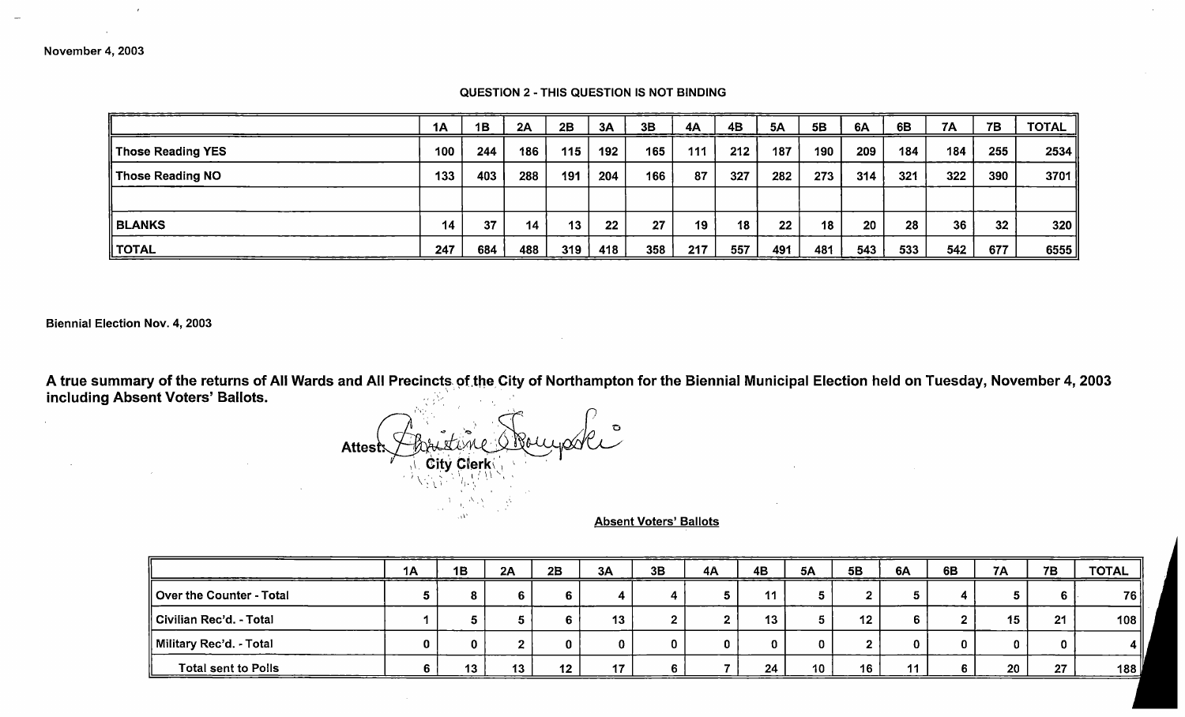November 4, 2003

**QUESTION 2 - THIS QUESTION IS NOT BINDING**

| | 1A | 1B | 2A | 2B | 3A | 3B | 4A | 4B | 5A | 5B | 6A | 6B | 7A | 7B | TOTAL |
|---|---|---|---|---|---|---|---|---|---|---|---|---|---|---|---|
| Those Reading YES | 100 | 244 | 186 | 115 | 192 | 165 | 111 | 212 | 187 | 190 | 209 | 184 | 184 | 255 | 2534 |
| Those Reading NO | 133 | 403 | 288 | 191 | 204 | 166 | 87 | 327 | 282 | 273 | 314 | 321 | 322 | 390 | 3701 |
| | | | | | | | | | | | | | | | |
| BLANKS | 14 | 37 | 14 | 13 | 22 | 27 | 19 | 18 | 22 | 18 | 20 | 28 | 36 | 32 | 320 |
| TOTAL | 247 | 684 | 488 | 319 | 418 | 358 | 217 | 557 | 491 | 481 | 543 | 533 | 542 | 677 | 6555 |

Biennial Election Nov. 4, 2003

**A true summary of the returns of All Wards and All Precincts of the City of Northampton for the Biennial Municipal Election held on Tuesday, November 4, 2003 including Absent Voters' Ballots.**

Attest: Christine Skorupski
City Clerk

**Absent Voters' Ballots**

| | 1A | 1B | 2A | 2B | 3A | 3B | 4A | 4B | 5A | 5B | 6A | 6B | 7A | 7B | TOTAL |
|---|---|---|---|---|---|---|---|---|---|---|---|---|---|---|---|
| Over the Counter - Total | 5 | 8 | 6 | 6 | 4 | 4 | 5 | 11 | 5 | 2 | 5 | 4 | 5 | 6 | 76 |
| Civilian Rec'd. - Total | 1 | 5 | 5 | 6 | 13 | 2 | 2 | 13 | 5 | 12 | 6 | 2 | 15 | 21 | 108 |
| Military Rec'd. - Total | 0 | 0 | 2 | 0 | 0 | 0 | 0 | 0 | 0 | 2 | 0 | 0 | 0 | 0 | 4 |
| Total sent to Polls | 6 | 13 | 13 | 12 | 17 | 6 | 7 | 24 | 10 | 16 | 11 | 6 | 20 | 27 | 188 |